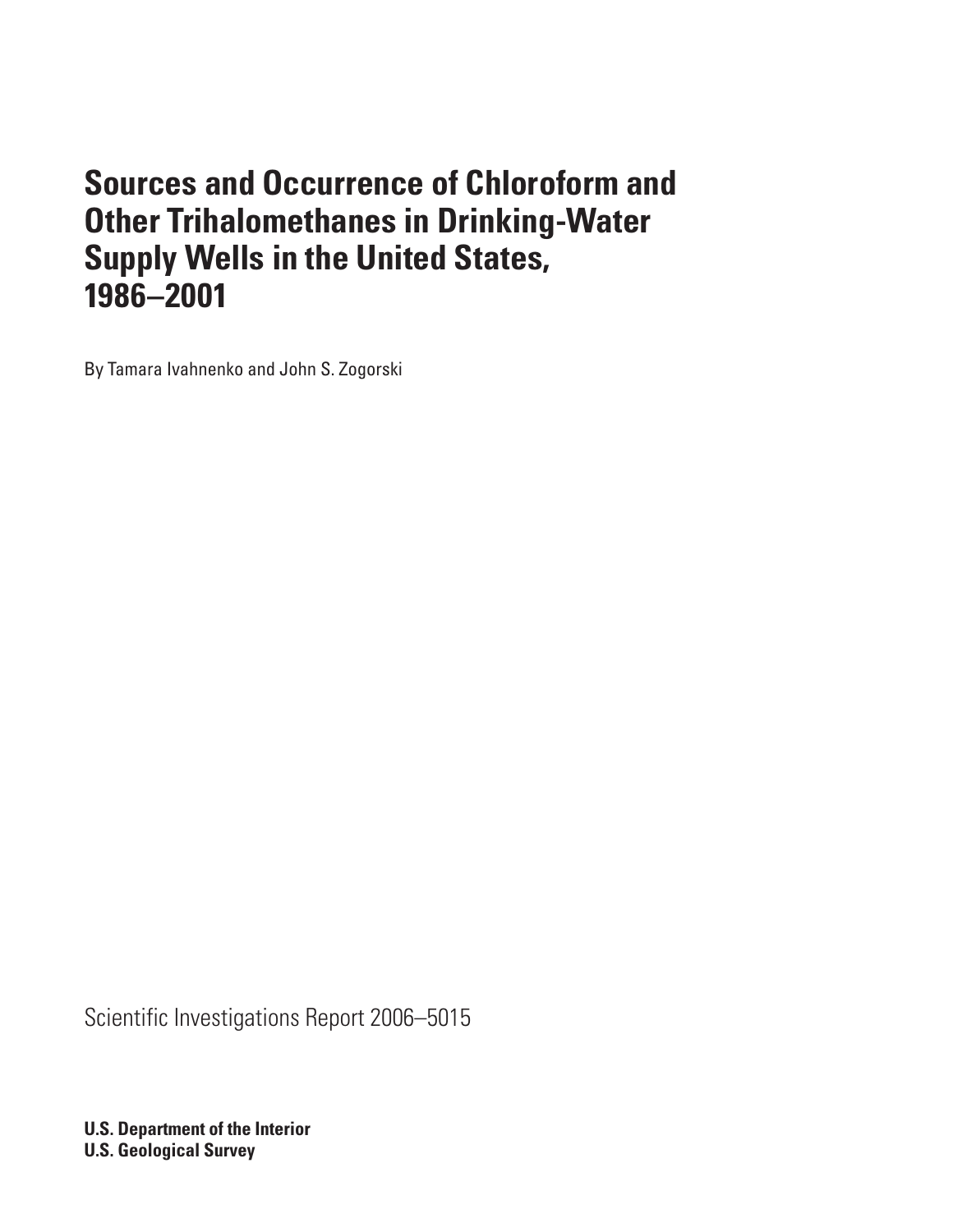# Sources and Occurrence of Chloroform and Other Trihalomethanes in Drinking-Water Supply Wells in the United States, 1986–2001

By Tamara Ivahnenko and John S. Zogorski

Scientific Investigations Report 2006–5015

**U.S. Department of the Interior**
**U.S. Geological Survey**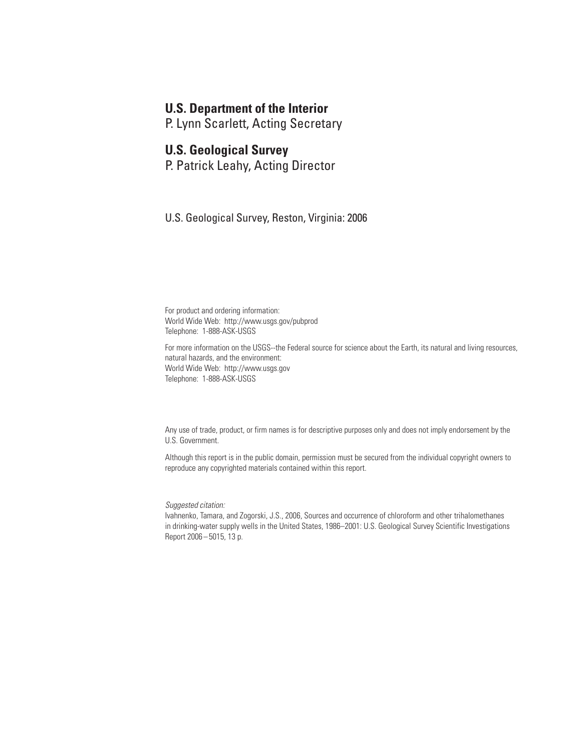**U.S. Department of the Interior**
P. Lynn Scarlett, Acting Secretary

**U.S. Geological Survey**
P. Patrick Leahy, Acting Director

U.S. Geological Survey, Reston, Virginia: 2006

For product and ordering information:
World Wide Web: http://www.usgs.gov/pubprod
Telephone: 1-888-ASK-USGS

For more information on the USGS--the Federal source for science about the Earth, its natural and living resources, natural hazards, and the environment:
World Wide Web: http://www.usgs.gov
Telephone: 1-888-ASK-USGS

Any use of trade, product, or firm names is for descriptive purposes only and does not imply endorsement by the U.S. Government.

Although this report is in the public domain, permission must be secured from the individual copyright owners to reproduce any copyrighted materials contained within this report.

*Suggested citation:*
Ivahnenko, Tamara, and Zogorski, J.S., 2006, Sources and occurrence of chloroform and other trihalomethanes in drinking-water supply wells in the United States, 1986–2001: U.S. Geological Survey Scientific Investigations Report 2006–5015, 13 p.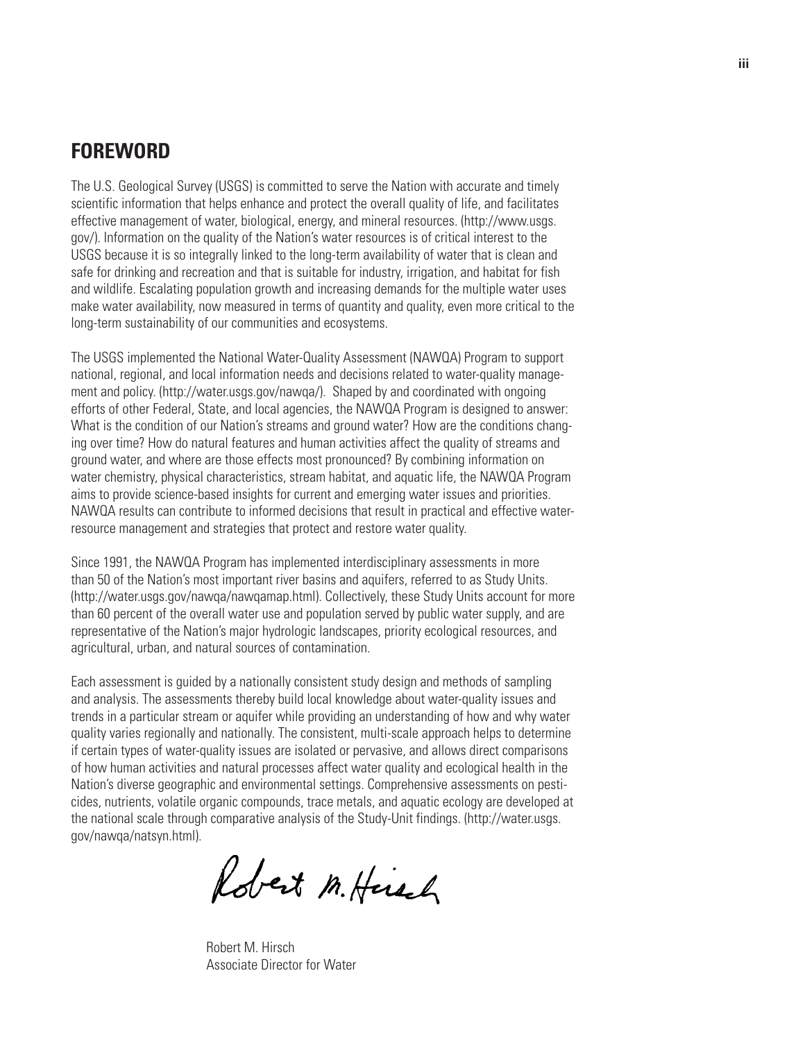## FOREWORD

The U.S. Geological Survey (USGS) is committed to serve the Nation with accurate and timely scientific information that helps enhance and protect the overall quality of life, and facilitates effective management of water, biological, energy, and mineral resources. (http://www.usgs.gov/). Information on the quality of the Nation's water resources is of critical interest to the USGS because it is so integrally linked to the long-term availability of water that is clean and safe for drinking and recreation and that is suitable for industry, irrigation, and habitat for fish and wildlife. Escalating population growth and increasing demands for the multiple water uses make water availability, now measured in terms of quantity and quality, even more critical to the long-term sustainability of our communities and ecosystems.

The USGS implemented the National Water-Quality Assessment (NAWQA) Program to support national, regional, and local information needs and decisions related to water-quality management and policy. (http://water.usgs.gov/nawqa/). Shaped by and coordinated with ongoing efforts of other Federal, State, and local agencies, the NAWQA Program is designed to answer: What is the condition of our Nation's streams and ground water? How are the conditions changing over time? How do natural features and human activities affect the quality of streams and ground water, and where are those effects most pronounced? By combining information on water chemistry, physical characteristics, stream habitat, and aquatic life, the NAWQA Program aims to provide science-based insights for current and emerging water issues and priorities. NAWQA results can contribute to informed decisions that result in practical and effective water-resource management and strategies that protect and restore water quality.

Since 1991, the NAWQA Program has implemented interdisciplinary assessments in more than 50 of the Nation's most important river basins and aquifers, referred to as Study Units. (http://water.usgs.gov/nawqa/nawqamap.html). Collectively, these Study Units account for more than 60 percent of the overall water use and population served by public water supply, and are representative of the Nation's major hydrologic landscapes, priority ecological resources, and agricultural, urban, and natural sources of contamination.

Each assessment is guided by a nationally consistent study design and methods of sampling and analysis. The assessments thereby build local knowledge about water-quality issues and trends in a particular stream or aquifer while providing an understanding of how and why water quality varies regionally and nationally. The consistent, multi-scale approach helps to determine if certain types of water-quality issues are isolated or pervasive, and allows direct comparisons of how human activities and natural processes affect water quality and ecological health in the Nation's diverse geographic and environmental settings. Comprehensive assessments on pesticides, nutrients, volatile organic compounds, trace metals, and aquatic ecology are developed at the national scale through comparative analysis of the Study-Unit findings. (http://water.usgs.gov/nawqa/natsyn.html).

Robert M. Hirsch
Associate Director for Water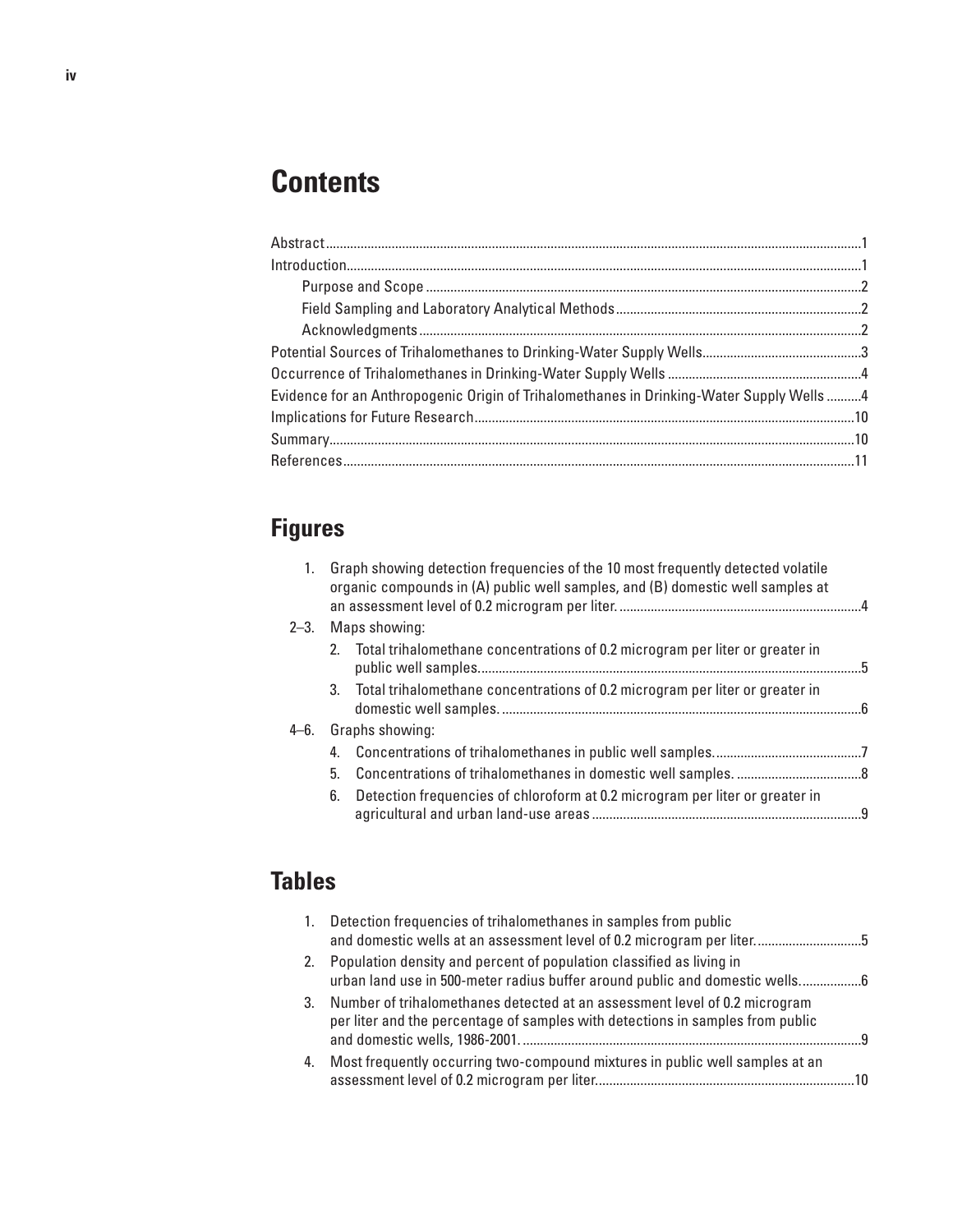# Contents

Abstract......1
Introduction......1
- Purpose and Scope......2
- Field Sampling and Laboratory Analytical Methods......2
- Acknowledgments......2

Potential Sources of Trihalomethanes to Drinking-Water Supply Wells......3
Occurrence of Trihalomethanes in Drinking-Water Supply Wells......4
Evidence for an Anthropogenic Origin of Trihalomethanes in Drinking-Water Supply Wells......4
Implications for Future Research......10
Summary......10
References......11

# Figures

1. Graph showing detection frequencies of the 10 most frequently detected volatile organic compounds in (A) public well samples, and (B) domestic well samples at an assessment level of 0.2 microgram per liter......4

2–3. Maps showing:
   2. Total trihalomethane concentrations of 0.2 microgram per liter or greater in public well samples......5
   3. Total trihalomethane concentrations of 0.2 microgram per liter or greater in domestic well samples......6

4–6. Graphs showing:
   4. Concentrations of trihalomethanes in public well samples......7
   5. Concentrations of trihalomethanes in domestic well samples......8
   6. Detection frequencies of chloroform at 0.2 microgram per liter or greater in agricultural and urban land-use areas......9

# Tables

1. Detection frequencies of trihalomethanes in samples from public and domestic wells at an assessment level of 0.2 microgram per liter......5
2. Population density and percent of population classified as living in urban land use in 500-meter radius buffer around public and domestic wells......6
3. Number of trihalomethanes detected at an assessment level of 0.2 microgram per liter and the percentage of samples with detections in samples from public and domestic wells, 1986-2001......9
4. Most frequently occurring two-compound mixtures in public well samples at an assessment level of 0.2 microgram per liter......10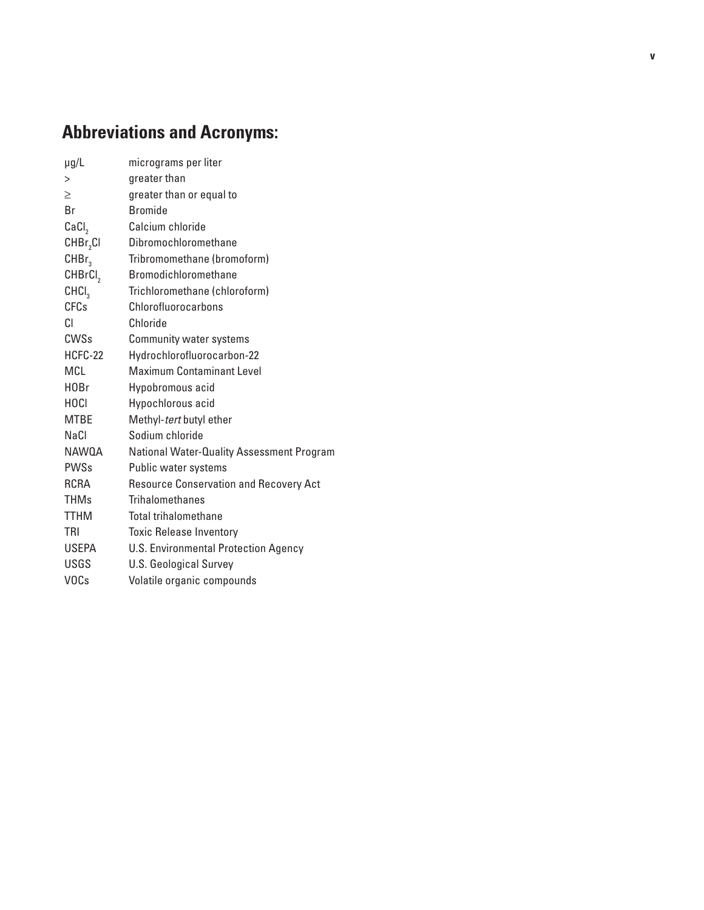## Abbreviations and Acronyms:

| | |
|---|---|
| µg/L | micrograms per liter |
| > | greater than |
| ≥ | greater than or equal to |
| Br | Bromide |
| $CaCl_2$ | Calcium chloride |
| $CHBr_2Cl$ | Dibromochloromethane |
| $CHBr_3$ | Tribromomethane (bromoform) |
| $CHBrCl_2$ | Bromodichloromethane |
| $CHCl_3$ | Trichloromethane (chloroform) |
| CFCs | Chlorofluorocarbons |
| Cl | Chloride |
| CWSs | Community water systems |
| HCFC-22 | Hydrochlorofluorocarbon-22 |
| MCL | Maximum Contaminant Level |
| HOBr | Hypobromous acid |
| HOCl | Hypochlorous acid |
| MTBE | Methyl-*tert* butyl ether |
| NaCl | Sodium chloride |
| NAWQA | National Water-Quality Assessment Program |
| PWSs | Public water systems |
| RCRA | Resource Conservation and Recovery Act |
| THMs | Trihalomethanes |
| TTHM | Total trihalomethane |
| TRI | Toxic Release Inventory |
| USEPA | U.S. Environmental Protection Agency |
| USGS | U.S. Geological Survey |
| VOCs | Volatile organic compounds |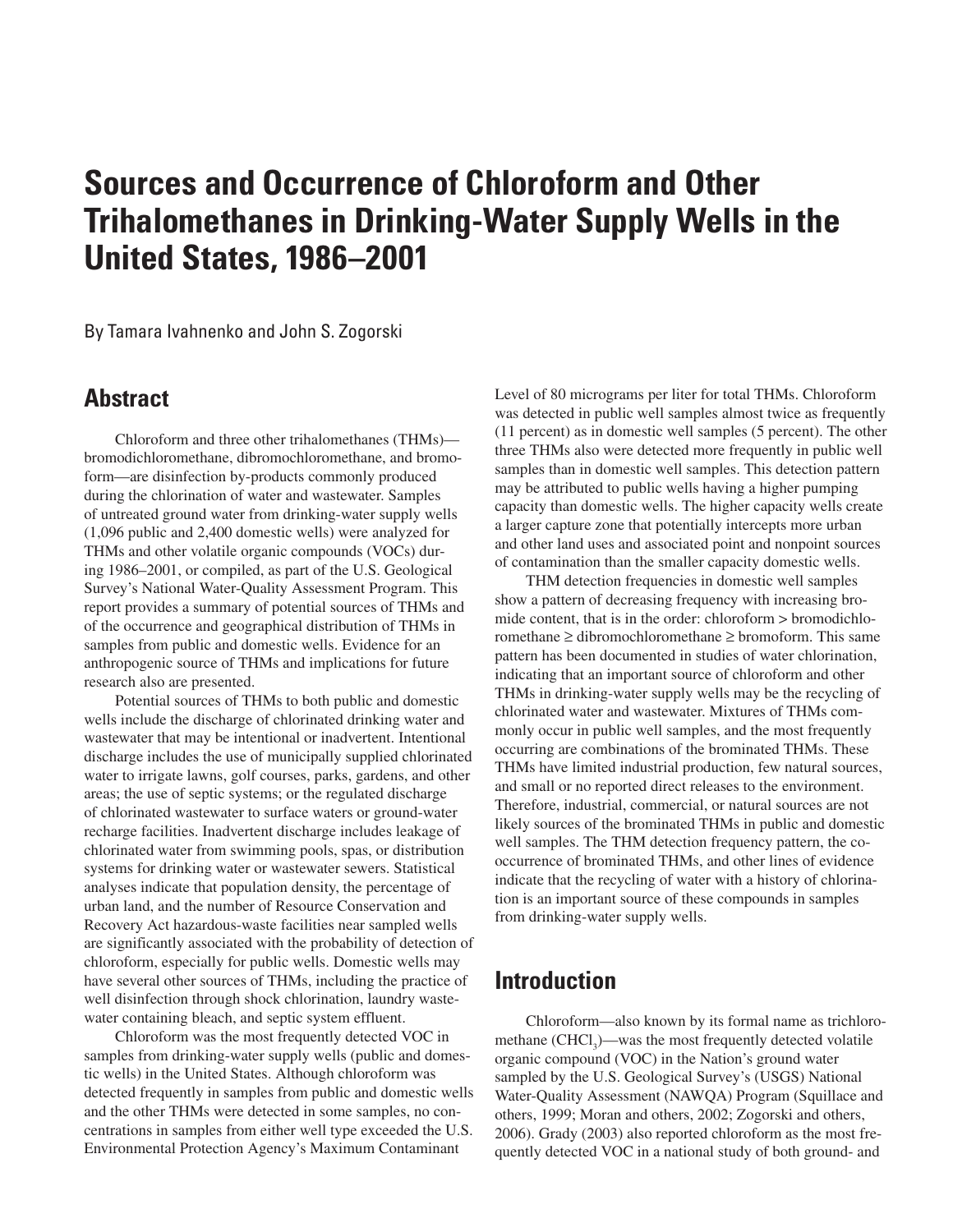# Sources and Occurrence of Chloroform and Other Trihalomethanes in Drinking-Water Supply Wells in the United States, 1986–2001

By Tamara Ivahnenko and John S. Zogorski

## Abstract

Chloroform and three other trihalomethanes (THMs)—bromodichloromethane, dibromochloromethane, and bromoform—are disinfection by-products commonly produced during the chlorination of water and wastewater. Samples of untreated ground water from drinking-water supply wells (1,096 public and 2,400 domestic wells) were analyzed for THMs and other volatile organic compounds (VOCs) during 1986–2001, or compiled, as part of the U.S. Geological Survey's National Water-Quality Assessment Program. This report provides a summary of potential sources of THMs and of the occurrence and geographical distribution of THMs in samples from public and domestic wells. Evidence for an anthropogenic source of THMs and implications for future research also are presented.

Potential sources of THMs to both public and domestic wells include the discharge of chlorinated drinking water and wastewater that may be intentional or inadvertent. Intentional discharge includes the use of municipally supplied chlorinated water to irrigate lawns, golf courses, parks, gardens, and other areas; the use of septic systems; or the regulated discharge of chlorinated wastewater to surface waters or ground-water recharge facilities. Inadvertent discharge includes leakage of chlorinated water from swimming pools, spas, or distribution systems for drinking water or wastewater sewers. Statistical analyses indicate that population density, the percentage of urban land, and the number of Resource Conservation and Recovery Act hazardous-waste facilities near sampled wells are significantly associated with the probability of detection of chloroform, especially for public wells. Domestic wells may have several other sources of THMs, including the practice of well disinfection through shock chlorination, laundry wastewater containing bleach, and septic system effluent.

Chloroform was the most frequently detected VOC in samples from drinking-water supply wells (public and domestic wells) in the United States. Although chloroform was detected frequently in samples from public and domestic wells and the other THMs were detected in some samples, no concentrations in samples from either well type exceeded the U.S. Environmental Protection Agency's Maximum Contaminant Level of 80 micrograms per liter for total THMs. Chloroform was detected in public well samples almost twice as frequently (11 percent) as in domestic well samples (5 percent). The other three THMs also were detected more frequently in public well samples than in domestic well samples. This detection pattern may be attributed to public wells having a higher pumping capacity than domestic wells. The higher capacity wells create a larger capture zone that potentially intercepts more urban and other land uses and associated point and nonpoint sources of contamination than the smaller capacity domestic wells.

THM detection frequencies in domestic well samples show a pattern of decreasing frequency with increasing bromide content, that is in the order: chloroform > bromodichloromethane ≥ dibromochloromethane ≥ bromoform. This same pattern has been documented in studies of water chlorination, indicating that an important source of chloroform and other THMs in drinking-water supply wells may be the recycling of chlorinated water and wastewater. Mixtures of THMs commonly occur in public well samples, and the most frequently occurring are combinations of the brominated THMs. These THMs have limited industrial production, few natural sources, and small or no reported direct releases to the environment. Therefore, industrial, commercial, or natural sources are not likely sources of the brominated THMs in public and domestic well samples. The THM detection frequency pattern, the co-occurrence of brominated THMs, and other lines of evidence indicate that the recycling of water with a history of chlorination is an important source of these compounds in samples from drinking-water supply wells.

## Introduction

Chloroform—also known by its formal name as trichloromethane ($CHCl_3$)—was the most frequently detected volatile organic compound (VOC) in the Nation's ground water sampled by the U.S. Geological Survey's (USGS) National Water-Quality Assessment (NAWQA) Program (Squillace and others, 1999; Moran and others, 2002; Zogorski and others, 2006). Grady (2003) also reported chloroform as the most frequently detected VOC in a national study of both ground- and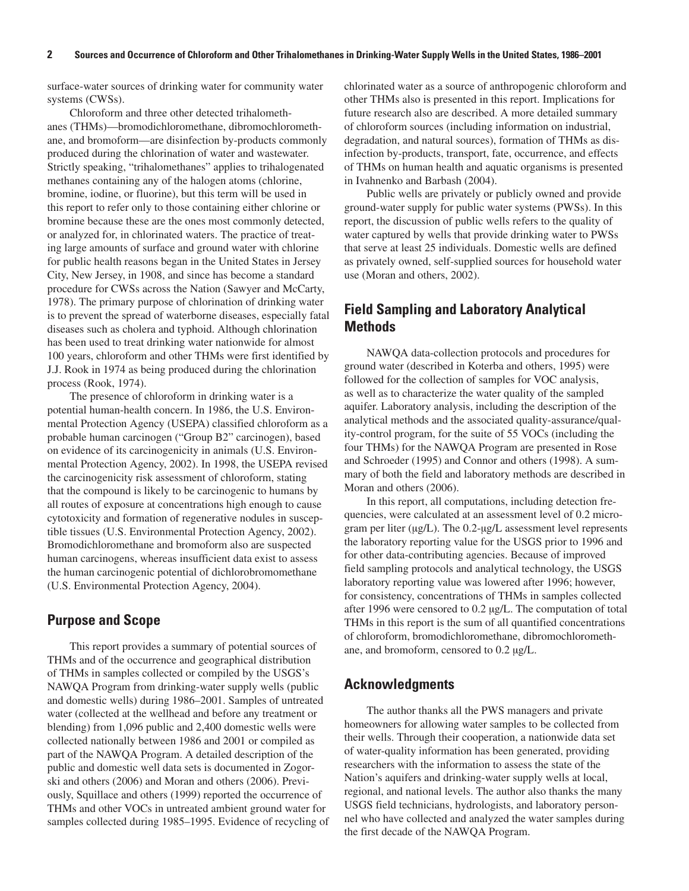surface-water sources of drinking water for community water systems (CWSs).

Chloroform and three other detected trihalomethanes (THMs)—bromodichloromethane, dibromochloromethane, and bromoform—are disinfection by-products commonly produced during the chlorination of water and wastewater. Strictly speaking, "trihalomethanes" applies to trihalogenated methanes containing any of the halogen atoms (chlorine, bromine, iodine, or fluorine), but this term will be used in this report to refer only to those containing either chlorine or bromine because these are the ones most commonly detected, or analyzed for, in chlorinated waters. The practice of treating large amounts of surface and ground water with chlorine for public health reasons began in the United States in Jersey City, New Jersey, in 1908, and since has become a standard procedure for CWSs across the Nation (Sawyer and McCarty, 1978). The primary purpose of chlorination of drinking water is to prevent the spread of waterborne diseases, especially fatal diseases such as cholera and typhoid. Although chlorination has been used to treat drinking water nationwide for almost 100 years, chloroform and other THMs were first identified by J.J. Rook in 1974 as being produced during the chlorination process (Rook, 1974).

The presence of chloroform in drinking water is a potential human-health concern. In 1986, the U.S. Environmental Protection Agency (USEPA) classified chloroform as a probable human carcinogen ("Group B2" carcinogen), based on evidence of its carcinogenicity in animals (U.S. Environmental Protection Agency, 2002). In 1998, the USEPA revised the carcinogenicity risk assessment of chloroform, stating that the compound is likely to be carcinogenic to humans by all routes of exposure at concentrations high enough to cause cytotoxicity and formation of regenerative nodules in susceptible tissues (U.S. Environmental Protection Agency, 2002). Bromodichloromethane and bromoform also are suspected human carcinogens, whereas insufficient data exist to assess the human carcinogenic potential of dichlorobromomethane (U.S. Environmental Protection Agency, 2004).

## Purpose and Scope

This report provides a summary of potential sources of THMs and of the occurrence and geographical distribution of THMs in samples collected or compiled by the USGS's NAWQA Program from drinking-water supply wells (public and domestic wells) during 1986–2001. Samples of untreated water (collected at the wellhead and before any treatment or blending) from 1,096 public and 2,400 domestic wells were collected nationally between 1986 and 2001 or compiled as part of the NAWQA Program. A detailed description of the public and domestic well data sets is documented in Zogorski and others (2006) and Moran and others (2006). Previously, Squillace and others (1999) reported the occurrence of THMs and other VOCs in untreated ambient ground water for samples collected during 1985–1995. Evidence of recycling of chlorinated water as a source of anthropogenic chloroform and other THMs also is presented in this report. Implications for future research also are described. A more detailed summary of chloroform sources (including information on industrial, degradation, and natural sources), formation of THMs as disinfection by-products, transport, fate, occurrence, and effects of THMs on human health and aquatic organisms is presented in Ivahnenko and Barbash (2004).

Public wells are privately or publicly owned and provide ground-water supply for public water systems (PWSs). In this report, the discussion of public wells refers to the quality of water captured by wells that provide drinking water to PWSs that serve at least 25 individuals. Domestic wells are defined as privately owned, self-supplied sources for household water use (Moran and others, 2002).

## Field Sampling and Laboratory Analytical Methods

NAWQA data-collection protocols and procedures for ground water (described in Koterba and others, 1995) were followed for the collection of samples for VOC analysis, as well as to characterize the water quality of the sampled aquifer. Laboratory analysis, including the description of the analytical methods and the associated quality-assurance/quality-control program, for the suite of 55 VOCs (including the four THMs) for the NAWQA Program are presented in Rose and Schroeder (1995) and Connor and others (1998). A summary of both the field and laboratory methods are described in Moran and others (2006).

In this report, all computations, including detection frequencies, were calculated at an assessment level of 0.2 microgram per liter (μg/L). The 0.2-μg/L assessment level represents the laboratory reporting value for the USGS prior to 1996 and for other data-contributing agencies. Because of improved field sampling protocols and analytical technology, the USGS laboratory reporting value was lowered after 1996; however, for consistency, concentrations of THMs in samples collected after 1996 were censored to 0.2 μg/L. The computation of total THMs in this report is the sum of all quantified concentrations of chloroform, bromodichloromethane, dibromochloromethane, and bromoform, censored to 0.2 μg/L.

## Acknowledgments

The author thanks all the PWS managers and private homeowners for allowing water samples to be collected from their wells. Through their cooperation, a nationwide data set of water-quality information has been generated, providing researchers with the information to assess the state of the Nation's aquifers and drinking-water supply wells at local, regional, and national levels. The author also thanks the many USGS field technicians, hydrologists, and laboratory personnel who have collected and analyzed the water samples during the first decade of the NAWQA Program.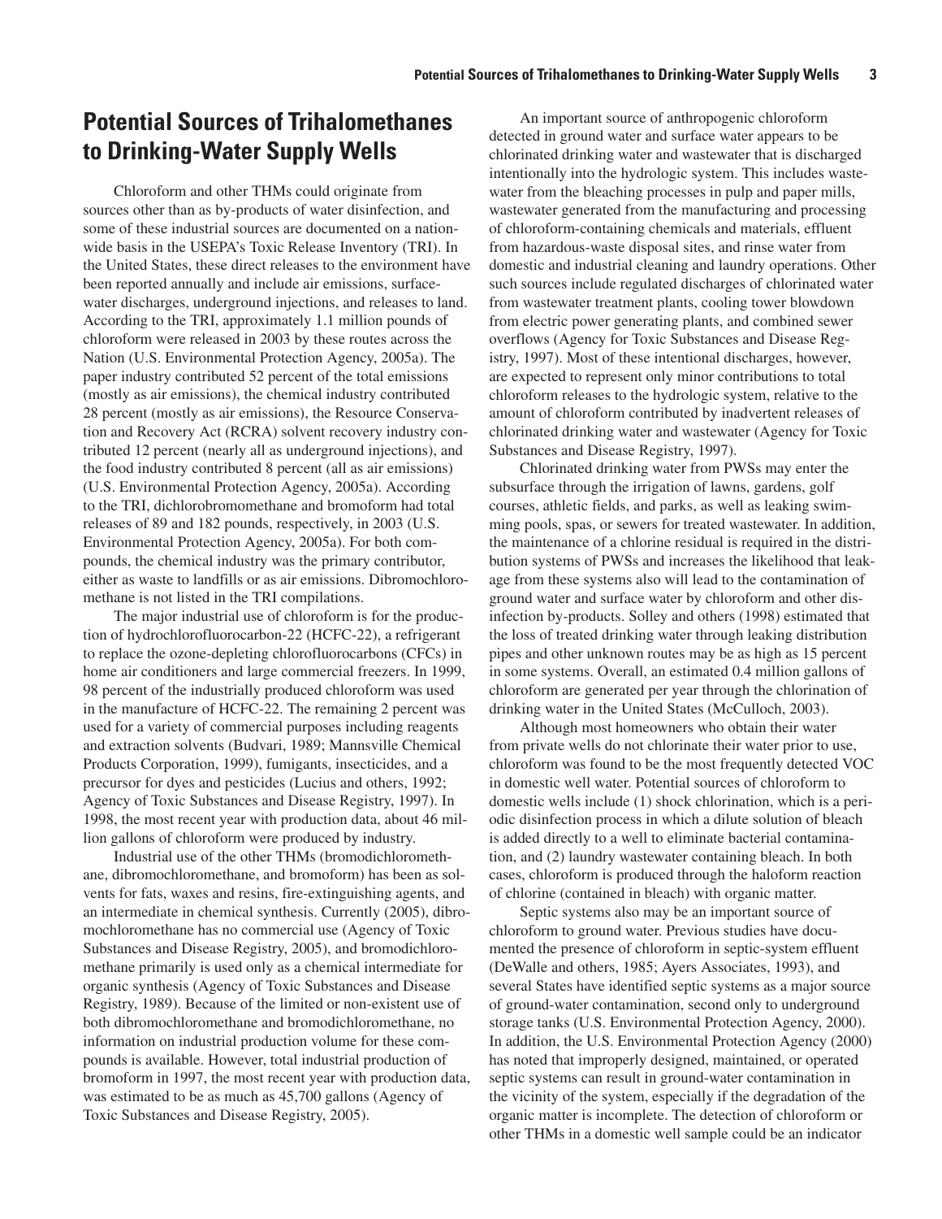## Potential Sources of Trihalomethanes to Drinking-Water Supply Wells

Chloroform and other THMs could originate from sources other than as by-products of water disinfection, and some of these industrial sources are documented on a nationwide basis in the USEPA's Toxic Release Inventory (TRI). In the United States, these direct releases to the environment have been reported annually and include air emissions, surface-water discharges, underground injections, and releases to land. According to the TRI, approximately 1.1 million pounds of chloroform were released in 2003 by these routes across the Nation (U.S. Environmental Protection Agency, 2005a). The paper industry contributed 52 percent of the total emissions (mostly as air emissions), the chemical industry contributed 28 percent (mostly as air emissions), the Resource Conservation and Recovery Act (RCRA) solvent recovery industry contributed 12 percent (nearly all as underground injections), and the food industry contributed 8 percent (all as air emissions) (U.S. Environmental Protection Agency, 2005a). According to the TRI, dichlorobromomethane and bromoform had total releases of 89 and 182 pounds, respectively, in 2003 (U.S. Environmental Protection Agency, 2005a). For both compounds, the chemical industry was the primary contributor, either as waste to landfills or as air emissions. Dibromochloromethane is not listed in the TRI compilations.

The major industrial use of chloroform is for the production of hydrochlorofluorocarbon-22 (HCFC-22), a refrigerant to replace the ozone-depleting chlorofluorocarbons (CFCs) in home air conditioners and large commercial freezers. In 1999, 98 percent of the industrially produced chloroform was used in the manufacture of HCFC-22. The remaining 2 percent was used for a variety of commercial purposes including reagents and extraction solvents (Budvari, 1989; Mannsville Chemical Products Corporation, 1999), fumigants, insecticides, and a precursor for dyes and pesticides (Lucius and others, 1992; Agency of Toxic Substances and Disease Registry, 1997). In 1998, the most recent year with production data, about 46 million gallons of chloroform were produced by industry.

Industrial use of the other THMs (bromodichloromethane, dibromochloromethane, and bromoform) has been as solvents for fats, waxes and resins, fire-extinguishing agents, and an intermediate in chemical synthesis. Currently (2005), dibromochloromethane has no commercial use (Agency of Toxic Substances and Disease Registry, 2005), and bromodichloromethane primarily is used only as a chemical intermediate for organic synthesis (Agency of Toxic Substances and Disease Registry, 1989). Because of the limited or non-existent use of both dibromochloromethane and bromodichloromethane, no information on industrial production volume for these compounds is available. However, total industrial production of bromoform in 1997, the most recent year with production data, was estimated to be as much as 45,700 gallons (Agency of Toxic Substances and Disease Registry, 2005).

An important source of anthropogenic chloroform detected in ground water and surface water appears to be chlorinated drinking water and wastewater that is discharged intentionally into the hydrologic system. This includes wastewater from the bleaching processes in pulp and paper mills, wastewater generated from the manufacturing and processing of chloroform-containing chemicals and materials, effluent from hazardous-waste disposal sites, and rinse water from domestic and industrial cleaning and laundry operations. Other such sources include regulated discharges of chlorinated water from wastewater treatment plants, cooling tower blowdown from electric power generating plants, and combined sewer overflows (Agency for Toxic Substances and Disease Registry, 1997). Most of these intentional discharges, however, are expected to represent only minor contributions to total chloroform releases to the hydrologic system, relative to the amount of chloroform contributed by inadvertent releases of chlorinated drinking water and wastewater (Agency for Toxic Substances and Disease Registry, 1997).

Chlorinated drinking water from PWSs may enter the subsurface through the irrigation of lawns, gardens, golf courses, athletic fields, and parks, as well as leaking swimming pools, spas, or sewers for treated wastewater. In addition, the maintenance of a chlorine residual is required in the distribution systems of PWSs and increases the likelihood that leakage from these systems also will lead to the contamination of ground water and surface water by chloroform and other disinfection by-products. Solley and others (1998) estimated that the loss of treated drinking water through leaking distribution pipes and other unknown routes may be as high as 15 percent in some systems. Overall, an estimated 0.4 million gallons of chloroform are generated per year through the chlorination of drinking water in the United States (McCulloch, 2003).

Although most homeowners who obtain their water from private wells do not chlorinate their water prior to use, chloroform was found to be the most frequently detected VOC in domestic well water. Potential sources of chloroform to domestic wells include (1) shock chlorination, which is a periodic disinfection process in which a dilute solution of bleach is added directly to a well to eliminate bacterial contamination, and (2) laundry wastewater containing bleach. In both cases, chloroform is produced through the haloform reaction of chlorine (contained in bleach) with organic matter.

Septic systems also may be an important source of chloroform to ground water. Previous studies have documented the presence of chloroform in septic-system effluent (DeWalle and others, 1985; Ayers Associates, 1993), and several States have identified septic systems as a major source of ground-water contamination, second only to underground storage tanks (U.S. Environmental Protection Agency, 2000). In addition, the U.S. Environmental Protection Agency (2000) has noted that improperly designed, maintained, or operated septic systems can result in ground-water contamination in the vicinity of the system, especially if the degradation of the organic matter is incomplete. The detection of chloroform or other THMs in a domestic well sample could be an indicator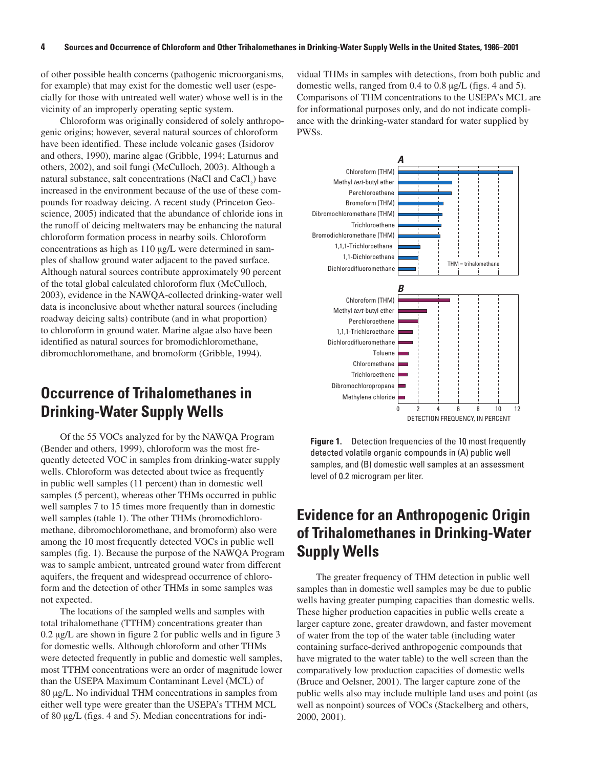of other possible health concerns (pathogenic microorganisms, for example) that may exist for the domestic well user (especially for those with untreated well water) whose well is in the vicinity of an improperly operating septic system.

Chloroform was originally considered of solely anthropogenic origins; however, several natural sources of chloroform have been identified. These include volcanic gases (Isidorov and others, 1990), marine algae (Gribble, 1994; Laturnus and others, 2002), and soil fungi (McCulloch, 2003). Although a natural substance, salt concentrations (NaCl and $CaCl_2$) have increased in the environment because of the use of these compounds for roadway deicing. A recent study (Princeton Geoscience, 2005) indicated that the abundance of chloride ions in the runoff of deicing meltwaters may be enhancing the natural chloroform formation process in nearby soils. Chloroform concentrations as high as 110 μg/L were determined in samples of shallow ground water adjacent to the paved surface. Although natural sources contribute approximately 90 percent of the total global calculated chloroform flux (McCulloch, 2003), evidence in the NAWQA-collected drinking-water well data is inconclusive about whether natural sources (including roadway deicing salts) contribute (and in what proportion) to chloroform in ground water. Marine algae also have been identified as natural sources for bromodichloromethane, dibromochloromethane, and bromoform (Gribble, 1994).

## Occurrence of Trihalomethanes in Drinking-Water Supply Wells

Of the 55 VOCs analyzed for by the NAWQA Program (Bender and others, 1999), chloroform was the most frequently detected VOC in samples from drinking-water supply wells. Chloroform was detected about twice as frequently in public well samples (11 percent) than in domestic well samples (5 percent), whereas other THMs occurred in public well samples 7 to 15 times more frequently than in domestic well samples (table 1). The other THMs (bromodichloromethane, dibromochloromethane, and bromoform) also were among the 10 most frequently detected VOCs in public well samples (fig. 1). Because the purpose of the NAWQA Program was to sample ambient, untreated ground water from different aquifers, the frequent and widespread occurrence of chloroform and the detection of other THMs in some samples was not expected.

The locations of the sampled wells and samples with total trihalomethane (TTHM) concentrations greater than 0.2 μg/L are shown in figure 2 for public wells and in figure 3 for domestic wells. Although chloroform and other THMs were detected frequently in public and domestic well samples, most TTHM concentrations were an order of magnitude lower than the USEPA Maximum Contaminant Level (MCL) of 80 μg/L. No individual THM concentrations in samples from either well type were greater than the USEPA's TTHM MCL of 80 μg/L (figs. 4 and 5). Median concentrations for individual THMs in samples with detections, from both public and domestic wells, ranged from 0.4 to 0.8 μg/L (figs. 4 and 5). Comparisons of THM concentrations to the USEPA's MCL are for informational purposes only, and do not indicate compliance with the drinking-water standard for water supplied by PWSs.

**Figure 1.** Detection frequencies of the 10 most frequently detected volatile organic compounds in (A) public well samples, and (B) domestic well samples at an assessment level of 0.2 microgram per liter.

## Evidence for an Anthropogenic Origin of Trihalomethanes in Drinking-Water Supply Wells

The greater frequency of THM detection in public well samples than in domestic well samples may be due to public wells having greater pumping capacities than domestic wells. These higher production capacities in public wells create a larger capture zone, greater drawdown, and faster movement of water from the top of the water table (including water containing surface-derived anthropogenic compounds that have migrated to the water table) to the well screen than the comparatively low production capacities of domestic wells (Bruce and Oelsner, 2001). The larger capture zone of the public wells also may include multiple land uses and point (as well as nonpoint) sources of VOCs (Stackelberg and others, 2000, 2001).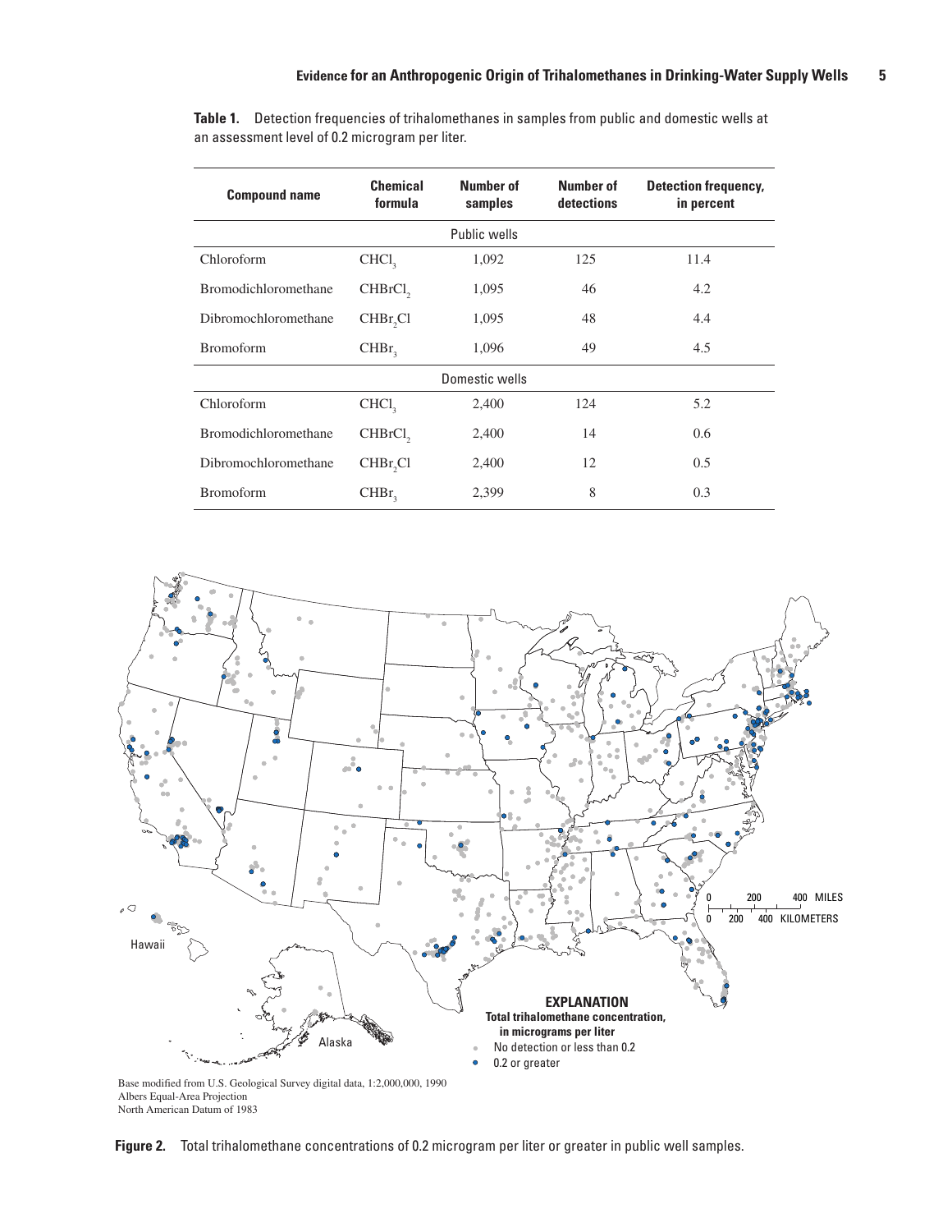**Table 1.** Detection frequencies of trihalomethanes in samples from public and domestic wells at an assessment level of 0.2 microgram per liter.

| Compound name | Chemical formula | Number of samples | Number of detections | Detection frequency, in percent |
|---|---|---|---|---|
| | | Public wells | | |
| Chloroform | $CHCl_3$ | 1,092 | 125 | 11.4 |
| Bromodichloromethane | $CHBrCl_2$ | 1,095 | 46 | 4.2 |
| Dibromochloromethane | $CHBr_2Cl$ | 1,095 | 48 | 4.4 |
| Bromoform | $CHBr_3$ | 1,096 | 49 | 4.5 |
| | | Domestic wells | | |
| Chloroform | $CHCl_3$ | 2,400 | 124 | 5.2 |
| Bromodichloromethane | $CHBrCl_2$ | 2,400 | 14 | 0.6 |
| Dibromochloromethane | $CHBr_2Cl$ | 2,400 | 12 | 0.5 |
| Bromoform | $CHBr_3$ | 2,399 | 8 | 0.3 |

Base modified from U.S. Geological Survey digital data, 1:2,000,000, 1990
Albers Equal-Area Projection
North American Datum of 1983

**Figure 2.** Total trihalomethane concentrations of 0.2 microgram per liter or greater in public well samples.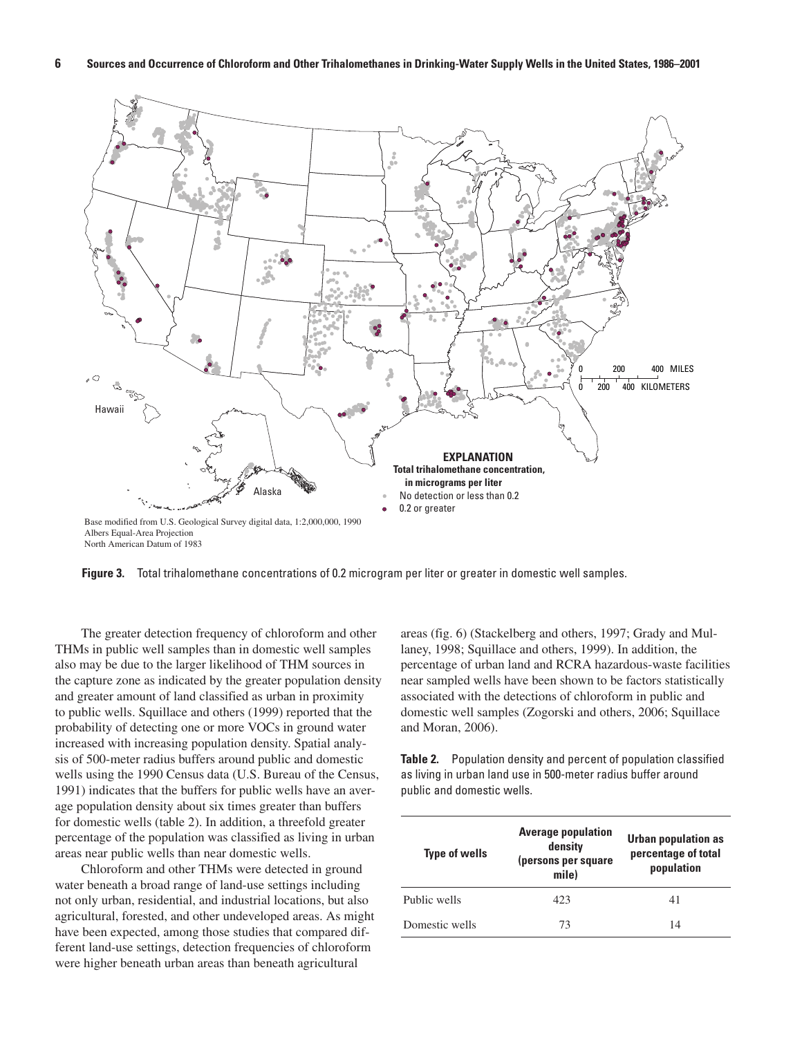**Figure 3.** Total trihalomethane concentrations of 0.2 microgram per liter or greater in domestic well samples.

The greater detection frequency of chloroform and other THMs in public well samples than in domestic well samples also may be due to the larger likelihood of THM sources in the capture zone as indicated by the greater population density and greater amount of land classified as urban in proximity to public wells. Squillace and others (1999) reported that the probability of detecting one or more VOCs in ground water increased with increasing population density. Spatial analysis of 500-meter radius buffers around public and domestic wells using the 1990 Census data (U.S. Bureau of the Census, 1991) indicates that the buffers for public wells have an average population density about six times greater than buffers for domestic wells (table 2). In addition, a threefold greater percentage of the population was classified as living in urban areas near public wells than near domestic wells.

Chloroform and other THMs were detected in ground water beneath a broad range of land-use settings including not only urban, residential, and industrial locations, but also agricultural, forested, and other undeveloped areas. As might have been expected, among those studies that compared different land-use settings, detection frequencies of chloroform were higher beneath urban areas than beneath agricultural areas (fig. 6) (Stackelberg and others, 1997; Grady and Mullaney, 1998; Squillace and others, 1999). In addition, the percentage of urban land and RCRA hazardous-waste facilities near sampled wells have been shown to be factors statistically associated with the detections of chloroform in public and domestic well samples (Zogorski and others, 2006; Squillace and Moran, 2006).

**Table 2.** Population density and percent of population classified as living in urban land use in 500-meter radius buffer around public and domestic wells.

| Type of wells | Average population density (persons per square mile) | Urban population as percentage of total population |
|---|---|---|
| Public wells | 423 | 41 |
| Domestic wells | 73 | 14 |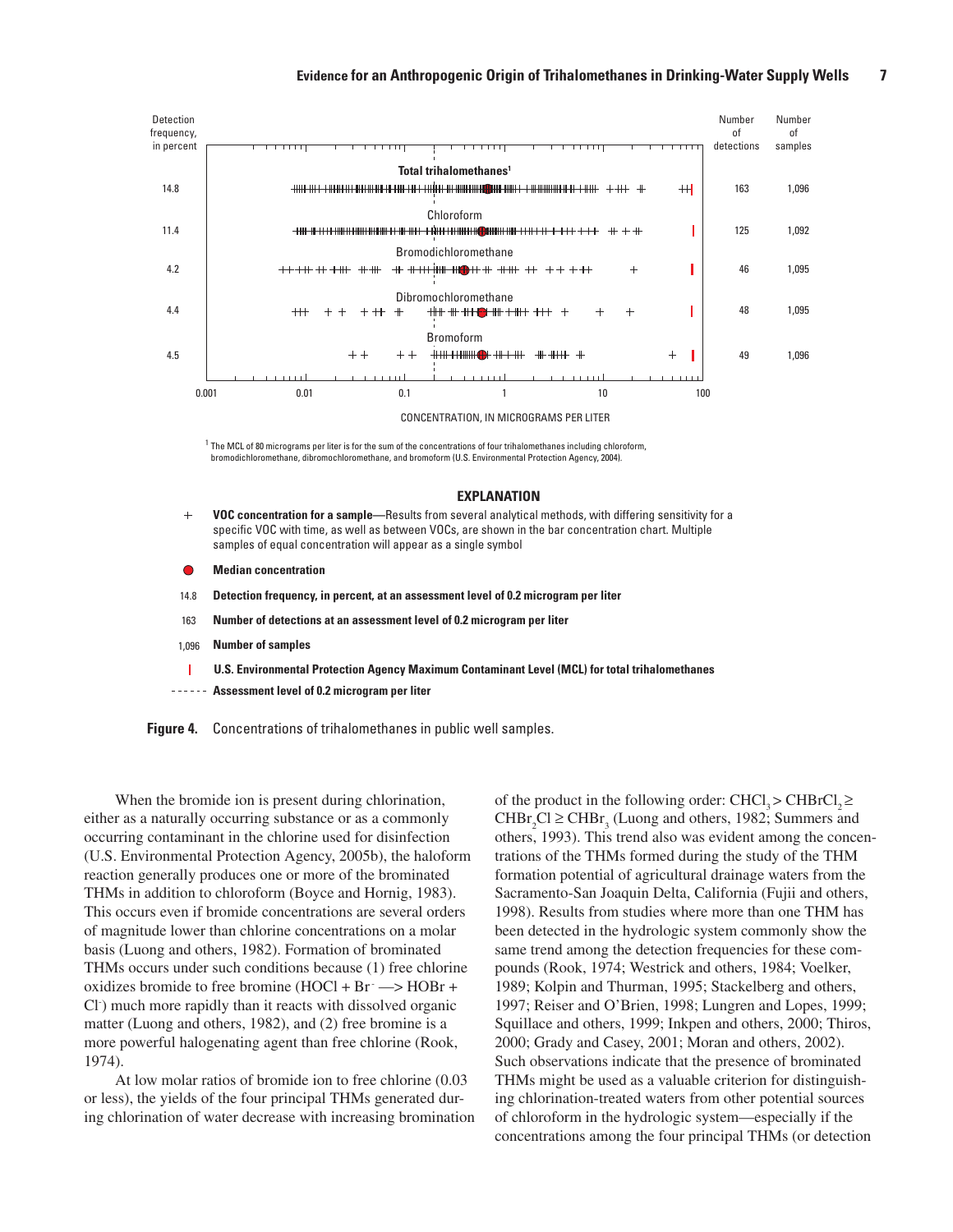| Detection frequency, in percent | Compound | Number of detections | Number of samples |
| --- | --- | --- | --- |
| 14.8 | Total trihalomethanes[1] | 163 | 1,096 |
| 11.4 | Chloroform | 125 | 1,092 |
| 4.2 | Bromodichloromethane | 46 | 1,095 |
| 4.4 | Dibromochloromethane | 48 | 1,095 |
| 4.5 | Bromoform | 49 | 1,096 |

CONCENTRATION, IN MICROGRAMS PER LITER (0.001 to 100)

[1] The MCL of 80 micrograms per liter is for the sum of the concentrations of four trihalomethanes including chloroform, bromodichloromethane, dibromochloromethane, and bromoform (U.S. Environmental Protection Agency, 2004).

**EXPLANATION**

+ **VOC concentration for a sample**—Results from several analytical methods, with differing sensitivity for a specific VOC with time, as well as between VOCs, are shown in the bar concentration chart. Multiple samples of equal concentration will appear as a single symbol

● **Median concentration**

14.8 **Detection frequency, in percent, at an assessment level of 0.2 microgram per liter**

163 **Number of detections at an assessment level of 0.2 microgram per liter**

1,096 **Number of samples**

| **U.S. Environmental Protection Agency Maximum Contaminant Level (MCL) for total trihalomethanes**

------ **Assessment level of 0.2 microgram per liter**

**Figure 4.** Concentrations of trihalomethanes in public well samples.

When the bromide ion is present during chlorination, either as a naturally occurring substance or as a commonly occurring contaminant in the chlorine used for disinfection (U.S. Environmental Protection Agency, 2005b), the haloform reaction generally produces one or more of the brominated THMs in addition to chloroform (Boyce and Hornig, 1983). This occurs even if bromide concentrations are several orders of magnitude lower than chlorine concentrations on a molar basis (Luong and others, 1982). Formation of brominated THMs occurs under such conditions because (1) free chlorine oxidizes bromide to free bromine ($HOCl + Br^- \longrightarrow HOBr + Cl^-$) much more rapidly than it reacts with dissolved organic matter (Luong and others, 1982), and (2) free bromine is a more powerful halogenating agent than free chlorine (Rook, 1974).

At low molar ratios of bromide ion to free chlorine (0.03 or less), the yields of the four principal THMs generated during chlorination of water decrease with increasing bromination of the product in the following order: $CHCl_3 > CHBrCl_2 \geq CHBr_2Cl \geq CHBr_3$ (Luong and others, 1982; Summers and others, 1993). This trend also was evident among the concentrations of the THMs formed during the study of the THM formation potential of agricultural drainage waters from the Sacramento-San Joaquin Delta, California (Fujii and others, 1998). Results from studies where more than one THM has been detected in the hydrologic system commonly show the same trend among the detection frequencies for these compounds (Rook, 1974; Westrick and others, 1984; Voelker, 1989; Kolpin and Thurman, 1995; Stackelberg and others, 1997; Reiser and O'Brien, 1998; Lungren and Lopes, 1999; Squillace and others, 1999; Inkpen and others, 2000; Thiros, 2000; Grady and Casey, 2001; Moran and others, 2002). Such observations indicate that the presence of brominated THMs might be used as a valuable criterion for distinguishing chlorination-treated waters from other potential sources of chloroform in the hydrologic system—especially if the concentrations among the four principal THMs (or detection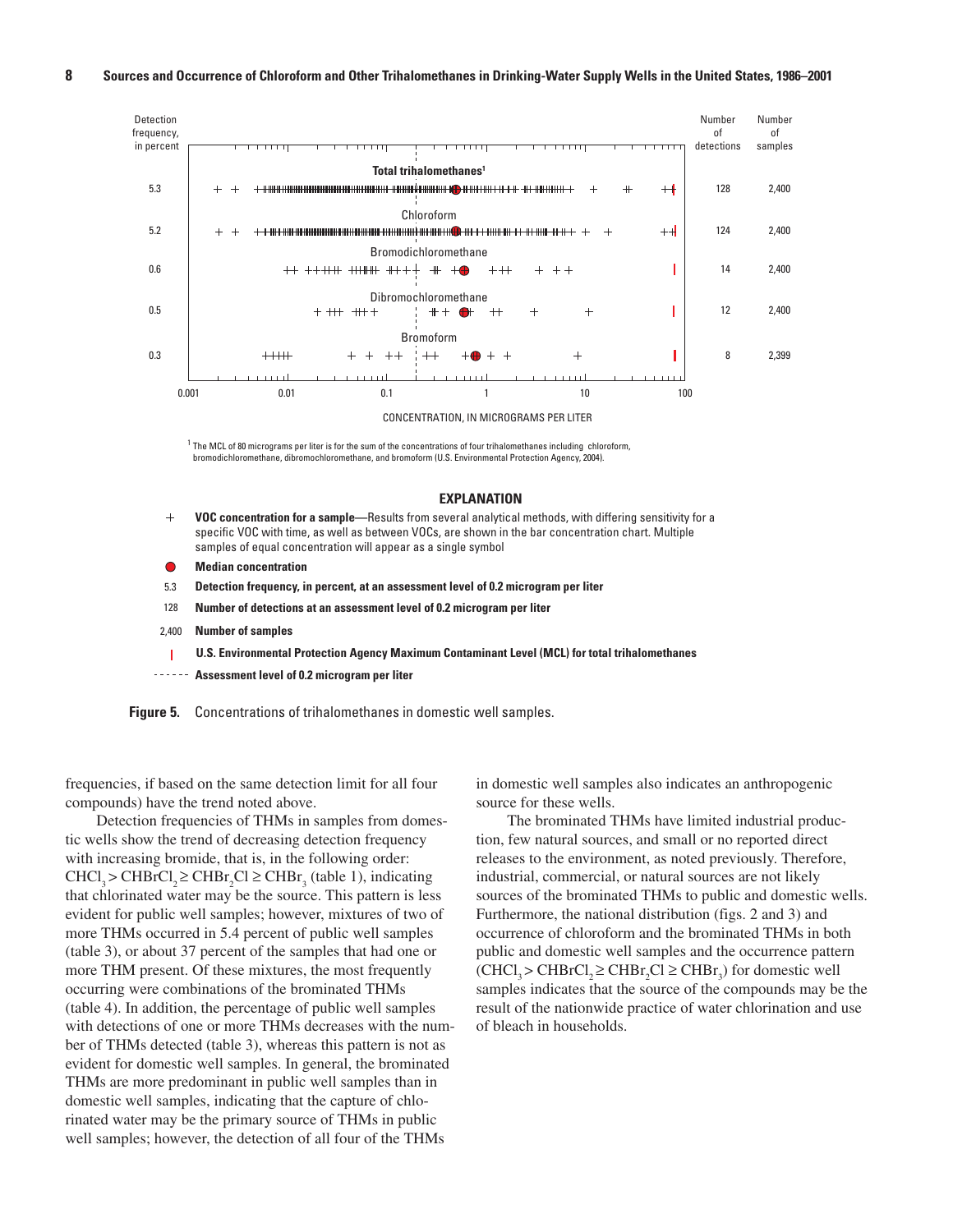| Detection frequency, in percent | Compound | Number of detections | Number of samples |
|---|---|---|---|
| 5.3 | Total trihalomethanes[1] | 128 | 2,400 |
| 5.2 | Chloroform | 124 | 2,400 |
| 0.6 | Bromodichloromethane | 14 | 2,400 |
| 0.5 | Dibromochloromethane | 12 | 2,400 |
| 0.3 | Bromoform | 8 | 2,399 |

CONCENTRATION, IN MICROGRAMS PER LITER (0.001, 0.01, 0.1, 1, 10, 100)

[1] The MCL of 80 micrograms per liter is for the sum of the concentrations of four trihalomethanes including chloroform, bromodichloromethane, dibromochloromethane, and bromoform (U.S. Environmental Protection Agency, 2004).

**EXPLANATION**

+ **VOC concentration for a sample**—Results from several analytical methods, with differing sensitivity for a specific VOC with time, as well as between VOCs, are shown in the bar concentration chart. Multiple samples of equal concentration will appear as a single symbol

● **Median concentration**

5.3 **Detection frequency, in percent, at an assessment level of 0.2 microgram per liter**

128 **Number of detections at an assessment level of 0.2 microgram per liter**

2,400 **Number of samples**

| **U.S. Environmental Protection Agency Maximum Contaminant Level (MCL) for total trihalomethanes**

------ **Assessment level of 0.2 microgram per liter**

**Figure 5.** Concentrations of trihalomethanes in domestic well samples.

frequencies, if based on the same detection limit for all four compounds) have the trend noted above.

Detection frequencies of THMs in samples from domestic wells show the trend of decreasing detection frequency with increasing bromide, that is, in the following order: $CHCl_3 > CHBrCl_2 \geq CHBr_2Cl \geq CHBr_3$ (table 1), indicating that chlorinated water may be the source. This pattern is less evident for public well samples; however, mixtures of two of more THMs occurred in 5.4 percent of public well samples (table 3), or about 37 percent of the samples that had one or more THM present. Of these mixtures, the most frequently occurring were combinations of the brominated THMs (table 4). In addition, the percentage of public well samples with detections of one or more THMs decreases with the number of THMs detected (table 3), whereas this pattern is not as evident for domestic well samples. In general, the brominated THMs are more predominant in public well samples than in domestic well samples, indicating that the capture of chlorinated water may be the primary source of THMs in public well samples; however, the detection of all four of the THMs in domestic well samples also indicates an anthropogenic source for these wells.

The brominated THMs have limited industrial production, few natural sources, and small or no reported direct releases to the environment, as noted previously. Therefore, industrial, commercial, or natural sources are not likely sources of the brominated THMs to public and domestic wells. Furthermore, the national distribution (figs. 2 and 3) and occurrence of chloroform and the brominated THMs in both public and domestic well samples and the occurrence pattern ($CHCl_3 > CHBrCl_2 \geq CHBr_2Cl \geq CHBr_3$) for domestic well samples indicates that the source of the compounds may be the result of the nationwide practice of water chlorination and use of bleach in households.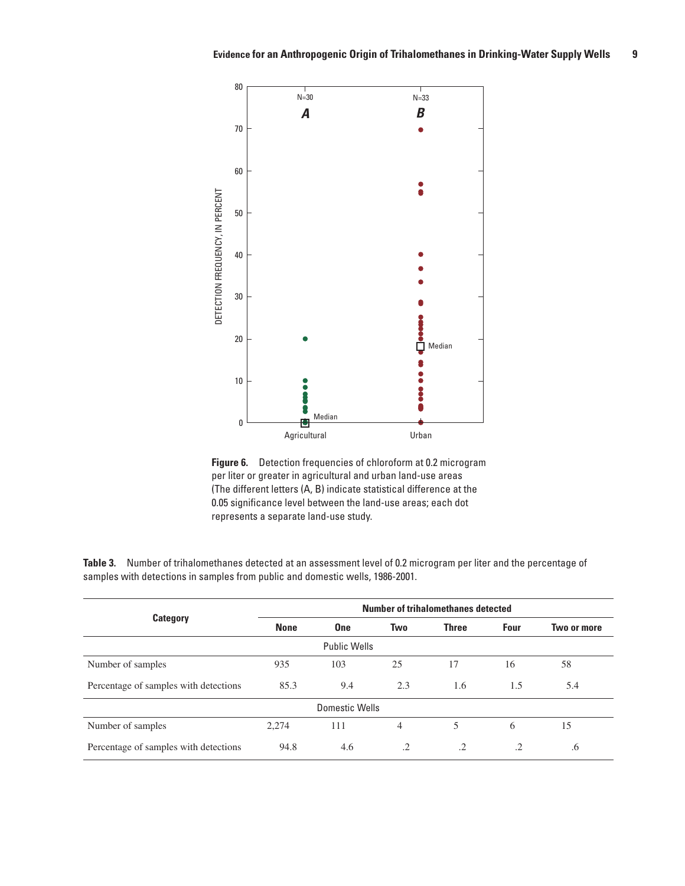**Figure 6.** Detection frequencies of chloroform at 0.2 microgram per liter or greater in agricultural and urban land-use areas (The different letters (A, B) indicate statistical difference at the 0.05 significance level between the land-use areas; each dot represents a separate land-use study.

**Table 3.** Number of trihalomethanes detected at an assessment level of 0.2 microgram per liter and the percentage of samples with detections in samples from public and domestic wells, 1986-2001.

| Category | Number of trihalomethanes detected | | | | | |
|---|---|---|---|---|---|---|
| | None | One | Two | Three | Four | Two or more |
| **Public Wells** | | | | | | |
| Number of samples | 935 | 103 | 25 | 17 | 16 | 58 |
| Percentage of samples with detections | 85.3 | 9.4 | 2.3 | 1.6 | 1.5 | 5.4 |
| **Domestic Wells** | | | | | | |
| Number of samples | 2,274 | 111 | 4 | 5 | 6 | 15 |
| Percentage of samples with detections | 94.8 | 4.6 | .2 | .2 | .2 | .6 |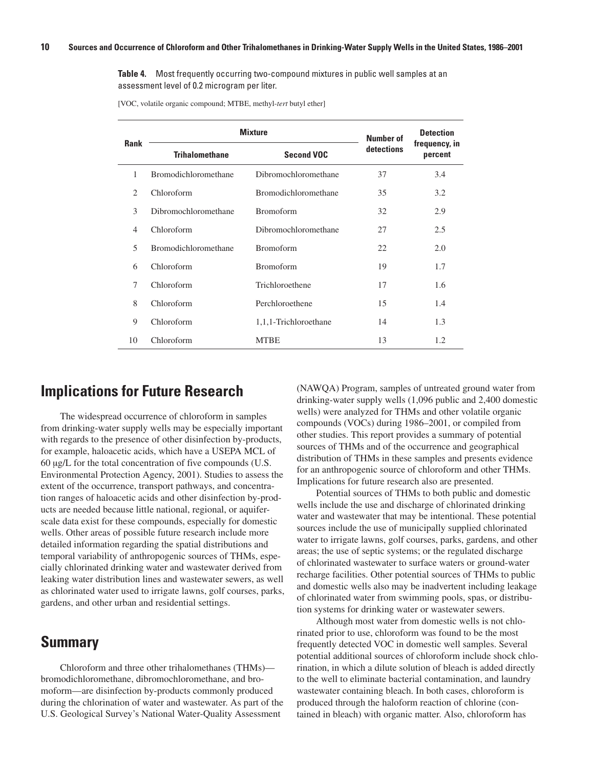**Table 4.** Most frequently occurring two-compound mixtures in public well samples at an assessment level of 0.2 microgram per liter.

[VOC, volatile organic compound; MTBE, methyl-*tert* butyl ether]

| Rank | Mixture | | Number of detections | Detection frequency, in percent |
|---|---|---|---|---|
| | Trihalomethane | Second VOC | | |
| 1 | Bromodichloromethane | Dibromochloromethane | 37 | 3.4 |
| 2 | Chloroform | Bromodichloromethane | 35 | 3.2 |
| 3 | Dibromochloromethane | Bromoform | 32 | 2.9 |
| 4 | Chloroform | Dibromochloromethane | 27 | 2.5 |
| 5 | Bromodichloromethane | Bromoform | 22 | 2.0 |
| 6 | Chloroform | Bromoform | 19 | 1.7 |
| 7 | Chloroform | Trichloroethene | 17 | 1.6 |
| 8 | Chloroform | Perchloroethene | 15 | 1.4 |
| 9 | Chloroform | 1,1,1-Trichloroethane | 14 | 1.3 |
| 10 | Chloroform | MTBE | 13 | 1.2 |

## Implications for Future Research

The widespread occurrence of chloroform in samples from drinking-water supply wells may be especially important with regards to the presence of other disinfection by-products, for example, haloacetic acids, which have a USEPA MCL of 60 µg/L for the total concentration of five compounds (U.S. Environmental Protection Agency, 2001). Studies to assess the extent of the occurrence, transport pathways, and concentration ranges of haloacetic acids and other disinfection by-products are needed because little national, regional, or aquifer-scale data exist for these compounds, especially for domestic wells. Other areas of possible future research include more detailed information regarding the spatial distributions and temporal variability of anthropogenic sources of THMs, especially chlorinated drinking water and wastewater derived from leaking water distribution lines and wastewater sewers, as well as chlorinated water used to irrigate lawns, golf courses, parks, gardens, and other urban and residential settings.

## Summary

Chloroform and three other trihalomethanes (THMs)—bromodichloromethane, dibromochloromethane, and bromoform—are disinfection by-products commonly produced during the chlorination of water and wastewater. As part of the U.S. Geological Survey's National Water-Quality Assessment (NAWQA) Program, samples of untreated ground water from drinking-water supply wells (1,096 public and 2,400 domestic wells) were analyzed for THMs and other volatile organic compounds (VOCs) during 1986–2001, or compiled from other studies. This report provides a summary of potential sources of THMs and of the occurrence and geographical distribution of THMs in these samples and presents evidence for an anthropogenic source of chloroform and other THMs. Implications for future research also are presented.

Potential sources of THMs to both public and domestic wells include the use and discharge of chlorinated drinking water and wastewater that may be intentional. These potential sources include the use of municipally supplied chlorinated water to irrigate lawns, golf courses, parks, gardens, and other areas; the use of septic systems; or the regulated discharge of chlorinated wastewater to surface waters or ground-water recharge facilities. Other potential sources of THMs to public and domestic wells also may be inadvertent including leakage of chlorinated water from swimming pools, spas, or distribution systems for drinking water or wastewater sewers.

Although most water from domestic wells is not chlorinated prior to use, chloroform was found to be the most frequently detected VOC in domestic well samples. Several potential additional sources of chloroform include shock chlorination, in which a dilute solution of bleach is added directly to the well to eliminate bacterial contamination, and laundry wastewater containing bleach. In both cases, chloroform is produced through the haloform reaction of chlorine (contained in bleach) with organic matter. Also, chloroform has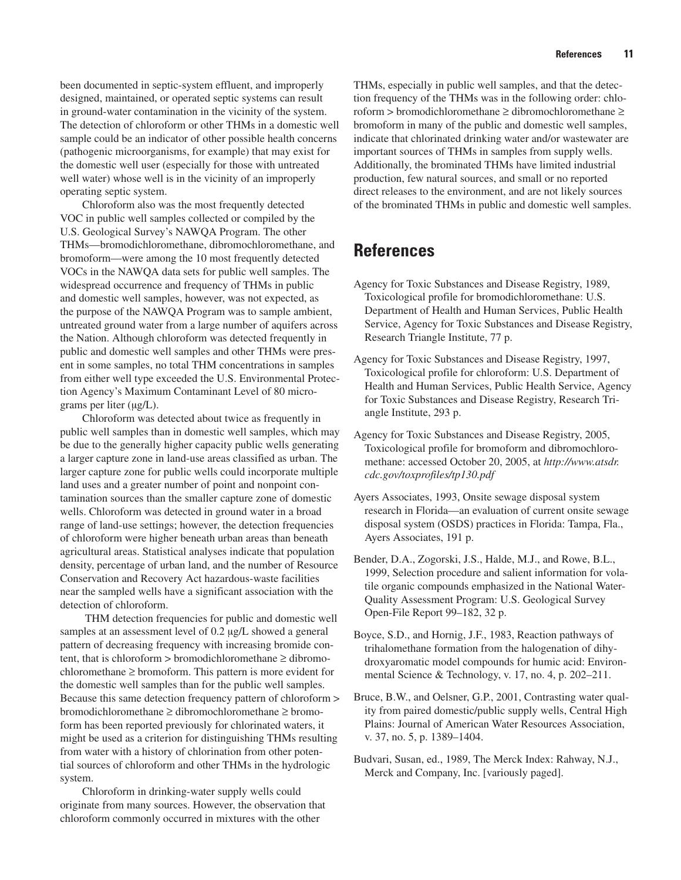been documented in septic-system effluent, and improperly designed, maintained, or operated septic systems can result in ground-water contamination in the vicinity of the system. The detection of chloroform or other THMs in a domestic well sample could be an indicator of other possible health concerns (pathogenic microorganisms, for example) that may exist for the domestic well user (especially for those with untreated well water) whose well is in the vicinity of an improperly operating septic system.

Chloroform also was the most frequently detected VOC in public well samples collected or compiled by the U.S. Geological Survey's NAWQA Program. The other THMs—bromodichloromethane, dibromochloromethane, and bromoform—were among the 10 most frequently detected VOCs in the NAWQA data sets for public well samples. The widespread occurrence and frequency of THMs in public and domestic well samples, however, was not expected, as the purpose of the NAWQA Program was to sample ambient, untreated ground water from a large number of aquifers across the Nation. Although chloroform was detected frequently in public and domestic well samples and other THMs were present in some samples, no total THM concentrations in samples from either well type exceeded the U.S. Environmental Protection Agency's Maximum Contaminant Level of 80 micrograms per liter (μg/L).

Chloroform was detected about twice as frequently in public well samples than in domestic well samples, which may be due to the generally higher capacity public wells generating a larger capture zone in land-use areas classified as urban. The larger capture zone for public wells could incorporate multiple land uses and a greater number of point and nonpoint contamination sources than the smaller capture zone of domestic wells. Chloroform was detected in ground water in a broad range of land-use settings; however, the detection frequencies of chloroform were higher beneath urban areas than beneath agricultural areas. Statistical analyses indicate that population density, percentage of urban land, and the number of Resource Conservation and Recovery Act hazardous-waste facilities near the sampled wells have a significant association with the detection of chloroform.

THM detection frequencies for public and domestic well samples at an assessment level of 0.2 μg/L showed a general pattern of decreasing frequency with increasing bromide content, that is chloroform > bromodichloromethane ≥ dibromochloromethane ≥ bromoform. This pattern is more evident for the domestic well samples than for the public well samples. Because this same detection frequency pattern of chloroform > bromodichloromethane ≥ dibromochloromethane ≥ bromoform has been reported previously for chlorinated waters, it might be used as a criterion for distinguishing THMs resulting from water with a history of chlorination from other potential sources of chloroform and other THMs in the hydrologic system.

Chloroform in drinking-water supply wells could originate from many sources. However, the observation that chloroform commonly occurred in mixtures with the other THMs, especially in public well samples, and that the detection frequency of the THMs was in the following order: chloroform > bromodichloromethane ≥ dibromochloromethane ≥ bromoform in many of the public and domestic well samples, indicate that chlorinated drinking water and/or wastewater are important sources of THMs in samples from supply wells. Additionally, the brominated THMs have limited industrial production, few natural sources, and small or no reported direct releases to the environment, and are not likely sources of the brominated THMs in public and domestic well samples.

# References

Agency for Toxic Substances and Disease Registry, 1989, Toxicological profile for bromodichloromethane: U.S. Department of Health and Human Services, Public Health Service, Agency for Toxic Substances and Disease Registry, Research Triangle Institute, 77 p.

Agency for Toxic Substances and Disease Registry, 1997, Toxicological profile for chloroform: U.S. Department of Health and Human Services, Public Health Service, Agency for Toxic Substances and Disease Registry, Research Triangle Institute, 293 p.

Agency for Toxic Substances and Disease Registry, 2005, Toxicological profile for bromoform and dibromochloromethane: accessed October 20, 2005, at *http://www.atsdr.cdc.gov/toxprofiles/tp130.pdf*

Ayers Associates, 1993, Onsite sewage disposal system research in Florida—an evaluation of current onsite sewage disposal system (OSDS) practices in Florida: Tampa, Fla., Ayers Associates, 191 p.

Bender, D.A., Zogorski, J.S., Halde, M.J., and Rowe, B.L., 1999, Selection procedure and salient information for volatile organic compounds emphasized in the National Water-Quality Assessment Program: U.S. Geological Survey Open-File Report 99–182, 32 p.

Boyce, S.D., and Hornig, J.F., 1983, Reaction pathways of trihalomethane formation from the halogenation of dihydroxyaromatic model compounds for humic acid: Environmental Science & Technology, v. 17, no. 4, p. 202–211.

Bruce, B.W., and Oelsner, G.P., 2001, Contrasting water quality from paired domestic/public supply wells, Central High Plains: Journal of American Water Resources Association, v. 37, no. 5, p. 1389–1404.

Budvari, Susan, ed., 1989, The Merck Index: Rahway, N.J., Merck and Company, Inc. [variously paged].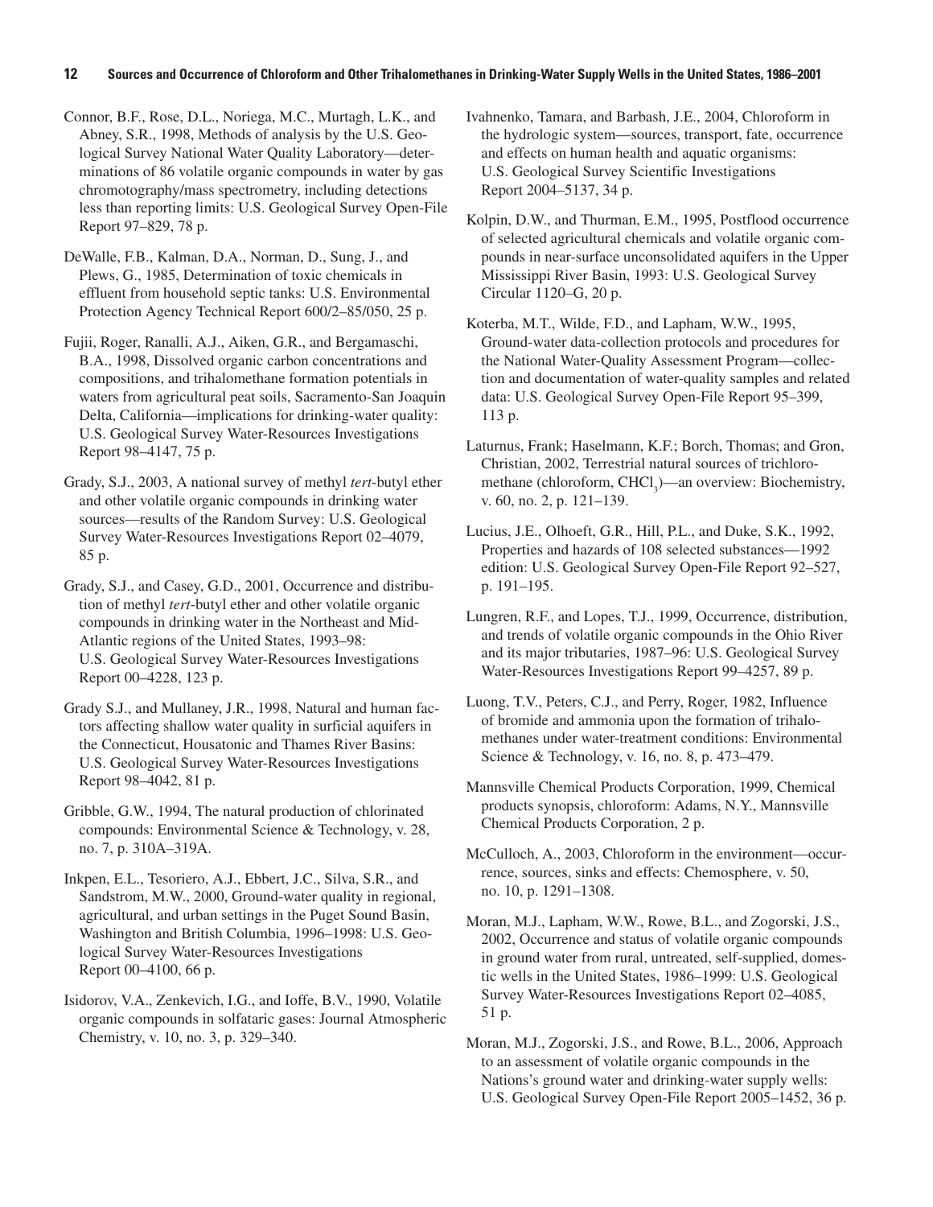Connor, B.F., Rose, D.L., Noriega, M.C., Murtagh, L.K., and Abney, S.R., 1998, Methods of analysis by the U.S. Geological Survey National Water Quality Laboratory—determinations of 86 volatile organic compounds in water by gas chromotography/mass spectrometry, including detections less than reporting limits: U.S. Geological Survey Open-File Report 97–829, 78 p.

DeWalle, F.B., Kalman, D.A., Norman, D., Sung, J., and Plews, G., 1985, Determination of toxic chemicals in effluent from household septic tanks: U.S. Environmental Protection Agency Technical Report 600/2–85/050, 25 p.

Fujii, Roger, Ranalli, A.J., Aiken, G.R., and Bergamaschi, B.A., 1998, Dissolved organic carbon concentrations and compositions, and trihalomethane formation potentials in waters from agricultural peat soils, Sacramento-San Joaquin Delta, California—implications for drinking-water quality: U.S. Geological Survey Water-Resources Investigations Report 98–4147, 75 p.

Grady, S.J., 2003, A national survey of methyl *tert*-butyl ether and other volatile organic compounds in drinking water sources—results of the Random Survey: U.S. Geological Survey Water-Resources Investigations Report 02–4079, 85 p.

Grady, S.J., and Casey, G.D., 2001, Occurrence and distribution of methyl *tert*-butyl ether and other volatile organic compounds in drinking water in the Northeast and Mid-Atlantic regions of the United States, 1993–98: U.S. Geological Survey Water-Resources Investigations Report 00–4228, 123 p.

Grady S.J., and Mullaney, J.R., 1998, Natural and human factors affecting shallow water quality in surficial aquifers in the Connecticut, Housatonic and Thames River Basins: U.S. Geological Survey Water-Resources Investigations Report 98–4042, 81 p.

Gribble, G.W., 1994, The natural production of chlorinated compounds: Environmental Science & Technology, v. 28, no. 7, p. 310A–319A.

Inkpen, E.L., Tesoriero, A.J., Ebbert, J.C., Silva, S.R., and Sandstrom, M.W., 2000, Ground-water quality in regional, agricultural, and urban settings in the Puget Sound Basin, Washington and British Columbia, 1996–1998: U.S. Geological Survey Water-Resources Investigations Report 00–4100, 66 p.

Isidorov, V.A., Zenkevich, I.G., and Ioffe, B.V., 1990, Volatile organic compounds in solfataric gases: Journal Atmospheric Chemistry, v. 10, no. 3, p. 329–340.

Ivahnenko, Tamara, and Barbash, J.E., 2004, Chloroform in the hydrologic system—sources, transport, fate, occurrence and effects on human health and aquatic organisms: U.S. Geological Survey Scientific Investigations Report 2004–5137, 34 p.

Kolpin, D.W., and Thurman, E.M., 1995, Postflood occurrence of selected agricultural chemicals and volatile organic compounds in near-surface unconsolidated aquifers in the Upper Mississippi River Basin, 1993: U.S. Geological Survey Circular 1120–G, 20 p.

Koterba, M.T., Wilde, F.D., and Lapham, W.W., 1995, Ground-water data-collection protocols and procedures for the National Water-Quality Assessment Program—collection and documentation of water-quality samples and related data: U.S. Geological Survey Open-File Report 95–399, 113 p.

Laturnus, Frank; Haselmann, K.F.; Borch, Thomas; and Gron, Christian, 2002, Terrestrial natural sources of trichloromethane (chloroform, $CHCl_3$)—an overview: Biochemistry, v. 60, no. 2, p. 121–139.

Lucius, J.E., Olhoeft, G.R., Hill, P.L., and Duke, S.K., 1992, Properties and hazards of 108 selected substances—1992 edition: U.S. Geological Survey Open-File Report 92–527, p. 191–195.

Lungren, R.F., and Lopes, T.J., 1999, Occurrence, distribution, and trends of volatile organic compounds in the Ohio River and its major tributaries, 1987–96: U.S. Geological Survey Water-Resources Investigations Report 99–4257, 89 p.

Luong, T.V., Peters, C.J., and Perry, Roger, 1982, Influence of bromide and ammonia upon the formation of trihalomethanes under water-treatment conditions: Environmental Science & Technology, v. 16, no. 8, p. 473–479.

Mannsville Chemical Products Corporation, 1999, Chemical products synopsis, chloroform: Adams, N.Y., Mannsville Chemical Products Corporation, 2 p.

McCulloch, A., 2003, Chloroform in the environment—occurrence, sources, sinks and effects: Chemosphere, v. 50, no. 10, p. 1291–1308.

Moran, M.J., Lapham, W.W., Rowe, B.L., and Zogorski, J.S., 2002, Occurrence and status of volatile organic compounds in ground water from rural, untreated, self-supplied, domestic wells in the United States, 1986–1999: U.S. Geological Survey Water-Resources Investigations Report 02–4085, 51 p.

Moran, M.J., Zogorski, J.S., and Rowe, B.L., 2006, Approach to an assessment of volatile organic compounds in the Nations's ground water and drinking-water supply wells: U.S. Geological Survey Open-File Report 2005–1452, 36 p.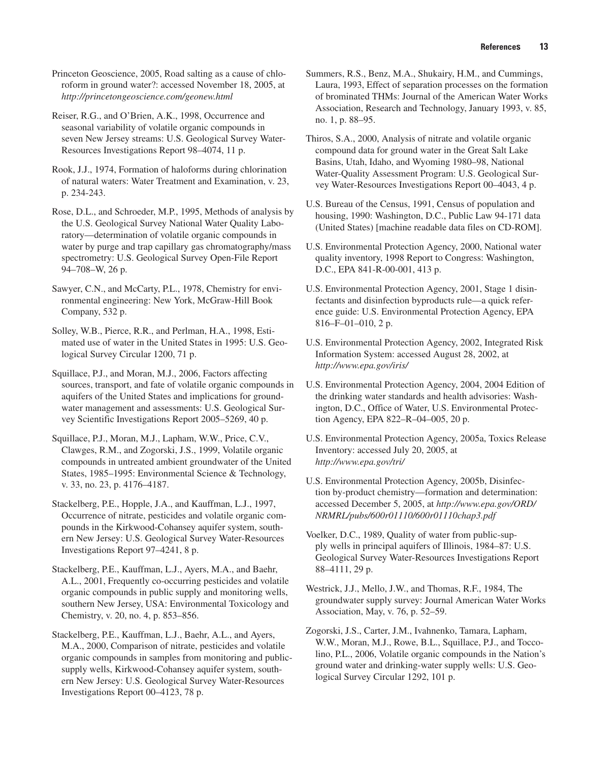Princeton Geoscience, 2005, Road salting as a cause of chloroform in ground water?: accessed November 18, 2005, at *http://princetongeoscience.com/geonew.html*

Reiser, R.G., and O'Brien, A.K., 1998, Occurrence and seasonal variability of volatile organic compounds in seven New Jersey streams: U.S. Geological Survey Water-Resources Investigations Report 98–4074, 11 p.

Rook, J.J., 1974, Formation of haloforms during chlorination of natural waters: Water Treatment and Examination, v. 23, p. 234-243.

Rose, D.L., and Schroeder, M.P., 1995, Methods of analysis by the U.S. Geological Survey National Water Quality Laboratory—determination of volatile organic compounds in water by purge and trap capillary gas chromatography/mass spectrometry: U.S. Geological Survey Open-File Report 94–708–W, 26 p.

Sawyer, C.N., and McCarty, P.L., 1978, Chemistry for environmental engineering: New York, McGraw-Hill Book Company, 532 p.

Solley, W.B., Pierce, R.R., and Perlman, H.A., 1998, Estimated use of water in the United States in 1995: U.S. Geological Survey Circular 1200, 71 p.

Squillace, P.J., and Moran, M.J., 2006, Factors affecting sources, transport, and fate of volatile organic compounds in aquifers of the United States and implications for groundwater management and assessments: U.S. Geological Survey Scientific Investigations Report 2005–5269, 40 p.

Squillace, P.J., Moran, M.J., Lapham, W.W., Price, C.V., Clawges, R.M., and Zogorski, J.S., 1999, Volatile organic compounds in untreated ambient groundwater of the United States, 1985–1995: Environmental Science & Technology, v. 33, no. 23, p. 4176–4187.

Stackelberg, P.E., Hopple, J.A., and Kauffman, L.J., 1997, Occurrence of nitrate, pesticides and volatile organic compounds in the Kirkwood-Cohansey aquifer system, southern New Jersey: U.S. Geological Survey Water-Resources Investigations Report 97–4241, 8 p.

Stackelberg, P.E., Kauffman, L.J., Ayers, M.A., and Baehr, A.L., 2001, Frequently co-occurring pesticides and volatile organic compounds in public supply and monitoring wells, southern New Jersey, USA: Environmental Toxicology and Chemistry, v. 20, no. 4, p. 853–856.

Stackelberg, P.E., Kauffman, L.J., Baehr, A.L., and Ayers, M.A., 2000, Comparison of nitrate, pesticides and volatile organic compounds in samples from monitoring and public-supply wells, Kirkwood-Cohansey aquifer system, southern New Jersey: U.S. Geological Survey Water-Resources Investigations Report 00–4123, 78 p.

Summers, R.S., Benz, M.A., Shukairy, H.M., and Cummings, Laura, 1993, Effect of separation processes on the formation of brominated THMs: Journal of the American Water Works Association, Research and Technology, January 1993, v. 85, no. 1, p. 88–95.

Thiros, S.A., 2000, Analysis of nitrate and volatile organic compound data for ground water in the Great Salt Lake Basins, Utah, Idaho, and Wyoming 1980–98, National Water-Quality Assessment Program: U.S. Geological Survey Water-Resources Investigations Report 00–4043, 4 p.

U.S. Bureau of the Census, 1991, Census of population and housing, 1990: Washington, D.C., Public Law 94-171 data (United States) [machine readable data files on CD-ROM].

U.S. Environmental Protection Agency, 2000, National water quality inventory, 1998 Report to Congress: Washington, D.C., EPA 841-R-00-001, 413 p.

U.S. Environmental Protection Agency, 2001, Stage 1 disinfectants and disinfection byproducts rule—a quick reference guide: U.S. Environmental Protection Agency, EPA 816–F–01–010, 2 p.

U.S. Environmental Protection Agency, 2002, Integrated Risk Information System: accessed August 28, 2002, at *http://www.epa.gov/iris/*

U.S. Environmental Protection Agency, 2004, 2004 Edition of the drinking water standards and health advisories: Washington, D.C., Office of Water, U.S. Environmental Protection Agency, EPA 822–R–04–005, 20 p.

U.S. Environmental Protection Agency, 2005a, Toxics Release Inventory: accessed July 20, 2005, at *http://www.epa.gov/tri/*

U.S. Environmental Protection Agency, 2005b, Disinfection by-product chemistry—formation and determination: accessed December 5, 2005, at *http://www.epa.gov/ORD/NRMRL/pubs/600r01110/600r01110chap3.pdf*

Voelker, D.C., 1989, Quality of water from public-supply wells in principal aquifers of Illinois, 1984–87: U.S. Geological Survey Water-Resources Investigations Report 88–4111, 29 p.

Westrick, J.J., Mello, J.W., and Thomas, R.F., 1984, The groundwater supply survey: Journal American Water Works Association, May, v. 76, p. 52–59.

Zogorski, J.S., Carter, J.M., Ivahnenko, Tamara, Lapham, W.W., Moran, M.J., Rowe, B.L., Squillace, P.J., and Toccolino, P.L., 2006, Volatile organic compounds in the Nation's ground water and drinking-water supply wells: U.S. Geological Survey Circular 1292, 101 p.